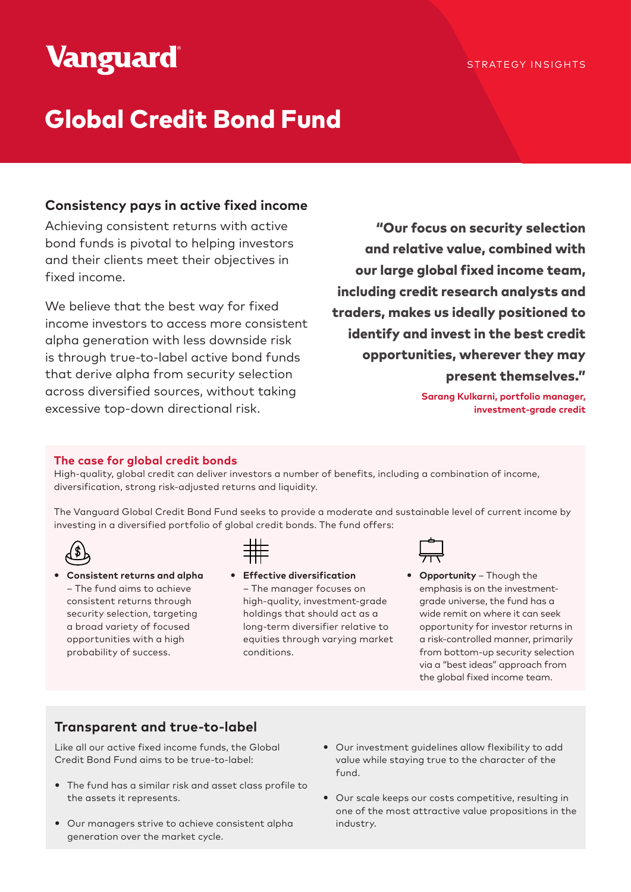Vanguard

STRATEGY INSIGHTS

# Global Credit Bond Fund

## Consistency pays in active fixed income

Achieving consistent returns with active bond funds is pivotal to helping investors and their clients meet their objectives in fixed income.

We believe that the best way for fixed income investors to access more consistent alpha generation with less downside risk is through true-to-label active bond funds that derive alpha from security selection across diversified sources, without taking excessive top-down directional risk.

> **"Our focus on security selection and relative value, combined with our large global fixed income team, including credit research analysts and traders, makes us ideally positioned to identify and invest in the best credit opportunities, wherever they may present themselves."**
>
> **Sarang Kulkarni, portfolio manager, investment-grade credit**

### The case for global credit bonds

High-quality, global credit can deliver investors a number of benefits, including a combination of income, diversification, strong risk-adjusted returns and liquidity.

The Vanguard Global Credit Bond Fund seeks to provide a moderate and sustainable level of current income by investing in a diversified portfolio of global credit bonds. The fund offers:

- **Consistent returns and alpha** – The fund aims to achieve consistent returns through security selection, targeting a broad variety of focused opportunities with a high probability of success.
- **Effective diversification** – The manager focuses on high-quality, investment-grade holdings that should act as a long-term diversifier relative to equities through varying market conditions.
- **Opportunity** – Though the emphasis is on the investment-grade universe, the fund has a wide remit on where it can seek opportunity for investor returns in a risk-controlled manner, primarily from bottom-up security selection via a "best ideas" approach from the global fixed income team.

## Transparent and true-to-label

Like all our active fixed income funds, the Global Credit Bond Fund aims to be true-to-label:

- The fund has a similar risk and asset class profile to the assets it represents.
- Our managers strive to achieve consistent alpha generation over the market cycle.
- Our investment guidelines allow flexibility to add value while staying true to the character of the fund.
- Our scale keeps our costs competitive, resulting in one of the most attractive value propositions in the industry.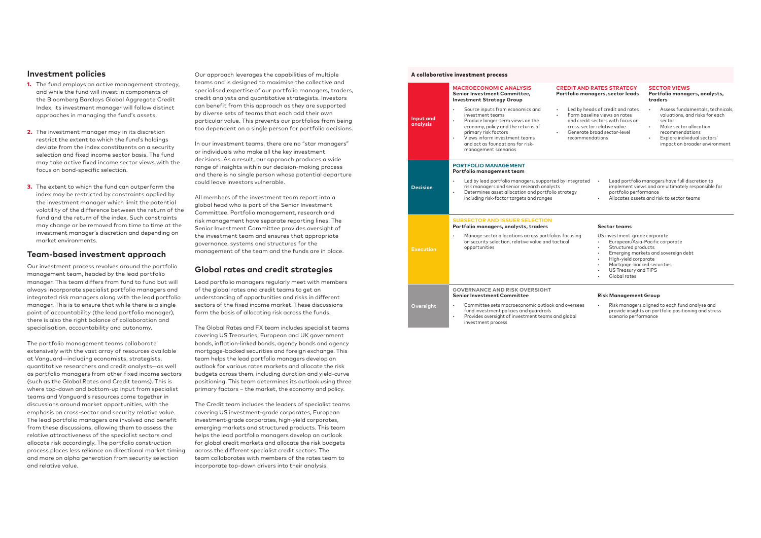## Investment policies

1. The fund employs an active management strategy, and while the fund will invest in components of the Bloomberg Barclays Global Aggregate Credit Index, its investment manager will follow distinct approaches in managing the fund's assets.
2. The investment manager may in its discretion restrict the extent to which the fund's holdings deviate from the index constituents on a security selection and fixed income sector basis. The fund may take active fixed income sector views with the focus on bond-specific selection.
3. The extent to which the fund can outperform the index may be restricted by constraints applied by the investment manager which limit the potential volatility of the difference between the return of the fund and the return of the index. Such constraints may change or be removed from time to time at the investment manager's discretion and depending on market environments.

## Team-based investment approach

Our investment process revolves around the portfolio management team, headed by the lead portfolio manager. This team differs from fund to fund but will always incorporate specialist portfolio managers and integrated risk managers along with the lead portfolio manager. This is to ensure that while there is a single point of accountability (the lead portfolio manager), there is also the right balance of collaboration and specialisation, accountability and autonomy.

The portfolio management teams collaborate extensively with the vast array of resources available at Vanguard—including economists, strategists, quantitative researchers and credit analysts—as well as portfolio managers from other fixed income sectors (such as the Global Rates and Credit teams). This is where top-down and bottom-up input from specialist teams and Vanguard's resources come together in discussions around market opportunities, with the emphasis on cross-sector and security relative value. The lead portfolio managers are involved and benefit from these discussions, allowing them to assess the relative attractiveness of the specialist sectors and allocate risk accordingly. The portfolio construction process places less reliance on directional market timing and more on alpha generation from security selection and relative value.

Our approach leverages the capabilities of multiple teams and is designed to maximise the collective and specialised expertise of our portfolio managers, traders, credit analysts and quantitative strategists. Investors can benefit from this approach as they are supported by diverse sets of teams that each add their own particular value. This prevents our portfolios from being too dependent on a single person for portfolio decisions.

In our investment teams, there are no "star managers" or individuals who make all the key investment decisions. As a result, our approach produces a wide range of insights within our decision-making process and there is no single person whose potential departure could leave investors vulnerable.

All members of the investment team report into a global head who is part of the Senior Investment Committee. Portfolio management, research and risk management have separate reporting lines. The Senior Investment Committee provides oversight of the investment team and ensures that appropriate governance, systems and structures for the management of the team and the funds are in place.

## Global rates and credit strategies

Lead portfolio managers regularly meet with members of the global rates and credit teams to get an understanding of opportunities and risks in different sectors of the fixed income market. These discussions form the basis of allocating risk across the funds.

The Global Rates and FX team includes specialist teams covering US Treasuries, European and UK government bonds, inflation-linked bonds, agency bonds and agency mortgage-backed securities and foreign exchange. This team helps the lead portfolio managers develop an outlook for various rates markets and allocate the risk budgets across them, including duration and yield-curve positioning. This team determines its outlook using three primary factors – the market, the economy and policy.

The Credit team includes the leaders of specialist teams covering US investment-grade corporates, European investment-grade corporates, high-yield corporates, emerging markets and structured products. This team helps the lead portfolio managers develop an outlook for global credit markets and allocate the risk budgets across the different specialist credit sectors. The team collaborates with members of the rates team to incorporate top-down drivers into their analysis.

### A collaborative investment process

| Stage | | | |
|---|---|---|---|
| **Input and analysis** | **MACROECONOMIC ANALYSIS**<br>**Senior Investment Committee, Investment Strategy Group**<br>• Source inputs from economics and investment teams<br>• Produce longer-term views on the economy, policy and the returns of primary risk factors<br>• Views inform investment teams and act as foundations for risk-management scenarios | **CREDIT AND RATES STRATEGY**<br>**Portfolio managers, sector leads**<br>• Led by heads of credit and rates<br>• Form baseline views on rates and credit sectors with focus on cross-sector relative value<br>• Generate broad sector-level recommendations | **SECTOR VIEWS**<br>**Portfolio managers, analysts, traders**<br>• Assess fundamentals, technicals, valuations, and risks for each sector<br>• Make sector allocation recommendations<br>• Explore individual sectors' impact on broader environment |
| **Decision** | **PORTFOLIO MANAGEMENT**<br>**Portfolio management team**<br>• Led by lead portfolio managers, supported by integrated risk managers and senior research analysts<br>• Determines asset allocation and portfolio strategy including risk-factor targets and ranges | • Lead portfolio managers have full discretion to implement views and are ultimately responsible for portfolio performance<br>• Allocates assets and risk to sector teams | |
| **Execution** | **SUBSECTOR AND ISSUER SELECTION**<br>**Portfolio managers, analysts, traders**<br>• Manage sector allocations across portfolios focusing on security selection, relative value and tactical opportunities | **Sector teams**<br>US investment-grade corporate<br>• European/Asia-Pacific corporate<br>• Structured products<br>• Emerging markets and sovereign debt<br>• High-yield corporate<br>• Mortgage-backed securities<br>• US Treasury and TIPS<br>• Global rates | |
| **Oversight** | **GOVERNANCE AND RISK OVERSIGHT**<br>**Senior Investment Committee**<br>• Committee sets macroeconomic outlook and oversees fund investment policies and guardrails<br>• Provides oversight of investment teams and global investment process | **Risk Management Group**<br>• Risk managers aligned to each fund analyse and provide insights on portfolio positioning and stress scenario performance | |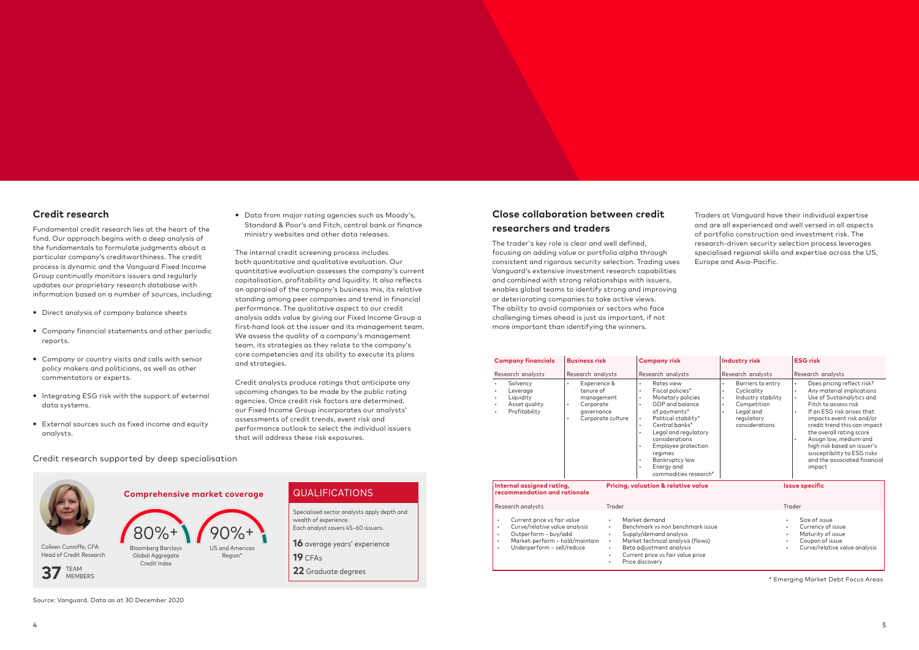## Credit research

Fundamental credit research lies at the heart of the fund. Our approach begins with a deep analysis of the fundamentals to formulate judgments about a particular company's creditworthiness. The credit process is dynamic and the Vanguard Fixed Income Group continually monitors issuers and regularly updates our proprietary research database with information based on a number of sources, including:

- Direct analysis of company balance sheets
- Company financial statements and other periodic reports.
- Company or country visits and calls with senior policy makers and politicians, as well as other commentators or experts.
- Integrating ESG risk with the support of external data systems.
- External sources such as fixed income and equity analysts.
- Data from major rating agencies such as Moody's, Standard & Poor's and Fitch, central bank or finance ministry websites and other data releases.

The internal credit screening process includes both quantitative and qualitative evaluation. Our quantitative evaluation assesses the company's current capitalisation, profitability and liquidity. It also reflects an appraisal of the company's business mix, its relative standing among peer companies and trend in financial performance. The qualitative aspect to our credit analysis adds value by giving our Fixed Income Group a first-hand look at the issuer and its management team. We assess the quality of a company's management team, its strategies as they relate to the company's core competencies and its ability to execute its plans and strategies.

Credit analysts produce ratings that anticipate any upcoming changes to be made by the public rating agencies. Once credit risk factors are determined, our Fixed Income Group incorporates our analysts' assessments of credit trends, event risk and performance outlook to select the individual issuers that will address these risk exposures.

Credit research supported by deep specialisation

Colleen Cunniffe, CFA
Head of Credit Research

**37** TEAM MEMBERS

**Comprehensive market coverage**

80%+ Bloomberg Barclays Global Aggregate Credit Index

90%+ US and Americas Region*

QUALIFICATIONS

Specialised sector analysts apply depth and wealth of experience.
Each analyst covers 45–60 issuers.

**16** average years' experience

**19** CFAs

**22** Graduate degrees

Source: Vanguard. Data as at 30 December 2020

## Close collaboration between credit researchers and traders

The trader's key role is clear and well defined, focusing on adding value or portfolio alpha through consistent and rigorous security selection. Trading uses Vanguard's extensive investment research capabilities and combined with strong relationships with issuers, enables global teams to identify strong and improving or deteriorating companies to take active views. The ability to avoid companies or sectors who face challenging times ahead is just as important, if not more important than identifying the winners.

Traders at Vanguard have their individual expertise and are all experienced and well versed in all aspects of portfolio construction and investment risk. The research-driven security selection process leverages specialised regional skills and expertise across the US, Europe and Asia-Pacific.

| **Company financials** | **Business risk** | **Company risk** | **Industry risk** | **ESG risk** |
|---|---|---|---|---|
| Research analysts | Research analysts | Research analysts | Research analysts | Research analysts |
| • Solvency<br>• Leverage<br>• Liquidity<br>• Asset quality<br>• Profitability | • Experience & tenure of management<br>• Corporate governance<br>• Corporate culture | • Rates view<br>• Fiscal policies*<br>• Monetary policies<br>• GDP and balance of payments*<br>• Political stability*<br>• Central banks*<br>• Legal and regulatory considerations<br>• Employee protection regimes<br>• Bankruptcy law<br>• Energy and commodities research* | • Barriers to entry<br>• Cyclicality<br>• Industry stability<br>• Competition<br>• Legal and regulatory considerations | • Does pricing reflect risk?<br>• Any material implications<br>• Use of Sustainalytics and Fitch to assess risk<br>• If an ESG risk arises that impacts event risk and/or credit trend this can impact the overall rating score<br>• Assign low, medium and high risk based on issuer's susceptibility to ESG risks and the associated financial impact |

| **Internal assigned rating, recommendation and rationale** | **Pricing, valuation & relative value** | **Issue specific** |
|---|---|---|
| Research analysts | Trader | Trader |
| • Current price vs fair value<br>• Curve/relative value analysis<br>• Outperform – buy/add<br>• Market-perform – hold/maintain<br>• Underperform – sell/reduce | • Market demand<br>• Benchmark vs non benchmark issue<br>• Supply/demand analysis<br>• Market technical analysis (flows)<br>• Beta adjustment analysis<br>• Current price vs fair value price<br>• Price discovery | • Size of issue<br>• Currency of issue<br>• Maturity of issue<br>• Coupon of issue<br>• Curve/relative value analysis |

\* Emerging Market Debt Focus Areas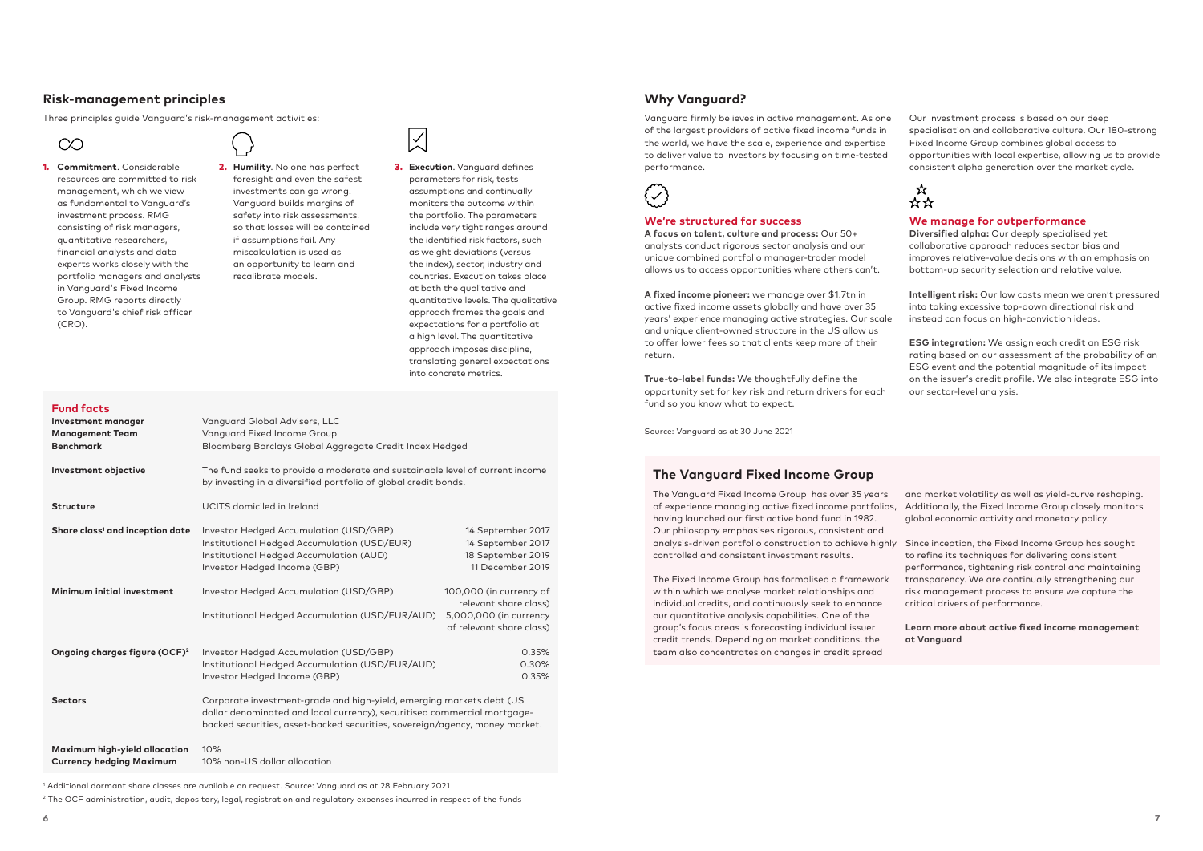## Risk-management principles

Three principles guide Vanguard's risk-management activities:

1. **Commitment**. Considerable resources are committed to risk management, which we view as fundamental to Vanguard's investment process. RMG consisting of risk managers, quantitative researchers, financial analysts and data experts works closely with the portfolio managers and analysts in Vanguard's Fixed Income Group. RMG reports directly to Vanguard's chief risk officer (CRO).
2. **Humility**. No one has perfect foresight and even the safest investments can go wrong. Vanguard builds margins of safety into risk assessments, so that losses will be contained if assumptions fail. Any miscalculation is used as an opportunity to learn and recalibrate models.
3. **Execution**. Vanguard defines parameters for risk, tests assumptions and continually monitors the outcome within the portfolio. The parameters include very tight ranges around the identified risk factors, such as weight deviations (versus the index), sector, industry and countries. Execution takes place at both the qualitative and quantitative levels. The qualitative approach frames the goals and expectations for a portfolio at a high level. The quantitative approach imposes discipline, translating general expectations into concrete metrics.

### Fund facts

| | | |
|---|---|---|
| **Investment manager** | Vanguard Global Advisers, LLC | |
| **Management Team** | Vanguard Fixed Income Group | |
| **Benchmark** | Bloomberg Barclays Global Aggregate Credit Index Hedged | |
| **Investment objective** | The fund seeks to provide a moderate and sustainable level of current income by investing in a diversified portfolio of global credit bonds. | |
| **Structure** | UCITS domiciled in Ireland | |
| **Share class[1] and inception date** | Investor Hedged Accumulation (USD/GBP) | 14 September 2017 |
| | Institutional Hedged Accumulation (USD/EUR) | 14 September 2017 |
| | Institutional Hedged Accumulation (AUD) | 18 September 2019 |
| | Investor Hedged Income (GBP) | 11 December 2019 |
| **Minimum initial investment** | Investor Hedged Accumulation (USD/GBP) | 100,000 (in currency of relevant share class) |
| | Institutional Hedged Accumulation (USD/EUR/AUD) | 5,000,000 (in currency of relevant share class) |
| **Ongoing charges figure (OCF)[2]** | Investor Hedged Accumulation (USD/GBP) | 0.35% |
| | Institutional Hedged Accumulation (USD/EUR/AUD) | 0.30% |
| | Investor Hedged Income (GBP) | 0.35% |
| **Sectors** | Corporate investment-grade and high-yield, emerging markets debt (US dollar denominated and local currency), securitised commercial mortgage-backed securities, asset-backed securities, sovereign/agency, money market. | |
| **Maximum high-yield allocation** | 10% | |
| **Currency hedging Maximum** | 10% non-US dollar allocation | |

[1] Additional dormant share classes are available on request. Source: Vanguard as at 28 February 2021

[2] The OCF administration, audit, depository, legal, registration and regulatory expenses incurred in respect of the funds

## Why Vanguard?

Vanguard firmly believes in active management. As one of the largest providers of active fixed income funds in the world, we have the scale, experience and expertise to deliver value to investors by focusing on time-tested performance.

Our investment process is based on our deep specialisation and collaborative culture. Our 180-strong Fixed Income Group combines global access to opportunities with local expertise, allowing us to provide consistent alpha generation over the market cycle.

### We're structured for success

**A focus on talent, culture and process:** Our 50+ analysts conduct rigorous sector analysis and our unique combined portfolio manager-trader model allows us to access opportunities where others can't.

**A fixed income pioneer:** we manage over $1.7tn in active fixed income assets globally and have over 35 years' experience managing active strategies. Our scale and unique client-owned structure in the US allow us to offer lower fees so that clients keep more of their return.

**True-to-label funds:** We thoughtfully define the opportunity set for key risk and return drivers for each fund so you know what to expect.

### We manage for outperformance

**Diversified alpha:** Our deeply specialised yet collaborative approach reduces sector bias and improves relative-value decisions with an emphasis on bottom-up security selection and relative value.

**Intelligent risk:** Our low costs mean we aren't pressured into taking excessive top-down directional risk and instead can focus on high-conviction ideas.

**ESG integration:** We assign each credit an ESG risk rating based on our assessment of the probability of an ESG event and the potential magnitude of its impact on the issuer's credit profile. We also integrate ESG into our sector-level analysis.

Source: Vanguard as at 30 June 2021

## The Vanguard Fixed Income Group

The Vanguard Fixed Income Group has over 35 years of experience managing active fixed income portfolios, having launched our first active bond fund in 1982. Our philosophy emphasises rigorous, consistent and analysis-driven portfolio construction to achieve highly controlled and consistent investment results.

The Fixed Income Group has formalised a framework within which we analyse market relationships and individual credits, and continuously seek to enhance our quantitative analysis capabilities. One of the group's focus areas is forecasting individual issuer credit trends. Depending on market conditions, the team also concentrates on changes in credit spread and market volatility as well as yield-curve reshaping. Additionally, the Fixed Income Group closely monitors global economic activity and monetary policy.

Since inception, the Fixed Income Group has sought to refine its techniques for delivering consistent performance, tightening risk control and maintaining transparency. We are continually strengthening our risk management process to ensure we capture the critical drivers of performance.

**Learn more about active fixed income management at Vanguard**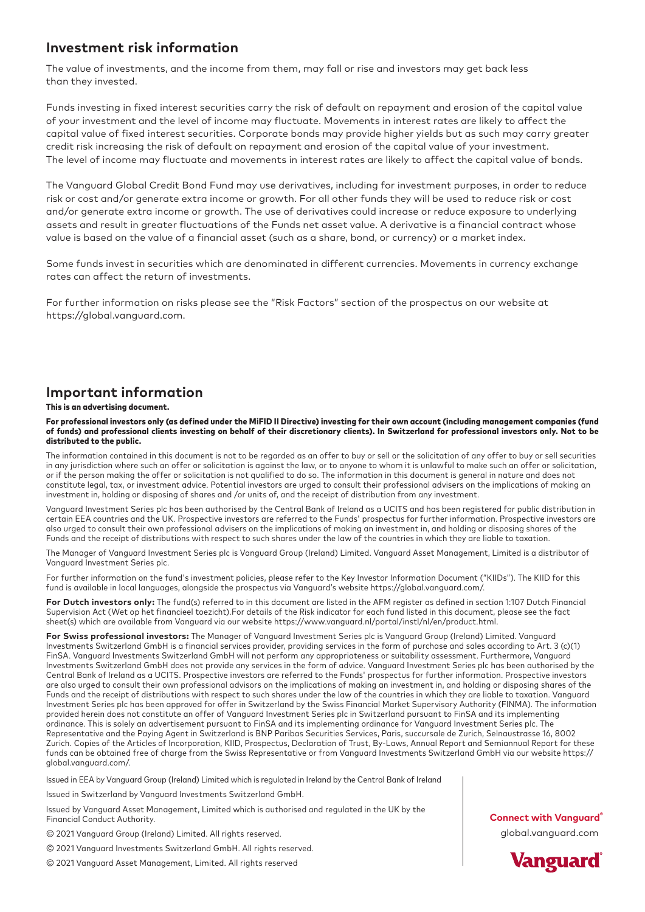## Investment risk information

The value of investments, and the income from them, may fall or rise and investors may get back less than they invested.

Funds investing in fixed interest securities carry the risk of default on repayment and erosion of the capital value of your investment and the level of income may fluctuate. Movements in interest rates are likely to affect the capital value of fixed interest securities. Corporate bonds may provide higher yields but as such may carry greater credit risk increasing the risk of default on repayment and erosion of the capital value of your investment. The level of income may fluctuate and movements in interest rates are likely to affect the capital value of bonds.

The Vanguard Global Credit Bond Fund may use derivatives, including for investment purposes, in order to reduce risk or cost and/or generate extra income or growth. For all other funds they will be used to reduce risk or cost and/or generate extra income or growth. The use of derivatives could increase or reduce exposure to underlying assets and result in greater fluctuations of the Funds net asset value. A derivative is a financial contract whose value is based on the value of a financial asset (such as a share, bond, or currency) or a market index.

Some funds invest in securities which are denominated in different currencies. Movements in currency exchange rates can affect the return of investments.

For further information on risks please see the "Risk Factors" section of the prospectus on our website at https://global.vanguard.com.

## Important information

**This is an advertising document.**

**For professional investors only (as defined under the MiFID II Directive) investing for their own account (including management companies (fund of funds) and professional clients investing on behalf of their discretionary clients). In Switzerland for professional investors only. Not to be distributed to the public.**

The information contained in this document is not to be regarded as an offer to buy or sell or the solicitation of any offer to buy or sell securities in any jurisdiction where such an offer or solicitation is against the law, or to anyone to whom it is unlawful to make such an offer or solicitation, or if the person making the offer or solicitation is not qualified to do so. The information in this document is general in nature and does not constitute legal, tax, or investment advice. Potential investors are urged to consult their professional advisers on the implications of making an investment in, holding or disposing of shares and /or units of, and the receipt of distribution from any investment.

Vanguard Investment Series plc has been authorised by the Central Bank of Ireland as a UCITS and has been registered for public distribution in certain EEA countries and the UK. Prospective investors are referred to the Funds' prospectus for further information. Prospective investors are also urged to consult their own professional advisers on the implications of making an investment in, and holding or disposing shares of the Funds and the receipt of distributions with respect to such shares under the law of the countries in which they are liable to taxation.

The Manager of Vanguard Investment Series plc is Vanguard Group (Ireland) Limited. Vanguard Asset Management, Limited is a distributor of Vanguard Investment Series plc.

For further information on the fund's investment policies, please refer to the Key Investor Information Document ("KIIDs"). The KIID for this fund is available in local languages, alongside the prospectus via Vanguard's website https://global.vanguard.com/.

**For Dutch investors only:** The fund(s) referred to in this document are listed in the AFM register as defined in section 1:107 Dutch Financial Supervision Act (Wet op het financieel toezicht).For details of the Risk indicator for each fund listed in this document, please see the fact sheet(s) which are available from Vanguard via our website https://www.vanguard.nl/portal/instl/nl/en/product.html.

**For Swiss professional investors:** The Manager of Vanguard Investment Series plc is Vanguard Group (Ireland) Limited. Vanguard Investments Switzerland GmbH is a financial services provider, providing services in the form of purchase and sales according to Art. 3 (c)(1) FinSA. Vanguard Investments Switzerland GmbH will not perform any appropriateness or suitability assessment. Furthermore, Vanguard Investments Switzerland GmbH does not provide any services in the form of advice. Vanguard Investment Series plc has been authorised by the Central Bank of Ireland as a UCITS. Prospective investors are referred to the Funds' prospectus for further information. Prospective investors are also urged to consult their own professional advisors on the implications of making an investment in, and holding or disposing shares of the Funds and the receipt of distributions with respect to such shares under the law of the countries in which they are liable to taxation. Vanguard Investment Series plc has been approved for offer in Switzerland by the Swiss Financial Market Supervisory Authority (FINMA). The information provided herein does not constitute an offer of Vanguard Investment Series plc in Switzerland pursuant to FinSA and its implementing ordinance. This is solely an advertisement pursuant to FinSA and its implementing ordinance for Vanguard Investment Series plc. The Representative and the Paying Agent in Switzerland is BNP Paribas Securities Services, Paris, succursale de Zurich, Selnaustrasse 16, 8002 Zurich. Copies of the Articles of Incorporation, KIID, Prospectus, Declaration of Trust, By-Laws, Annual Report and Semiannual Report for these funds can be obtained free of charge from the Swiss Representative or from Vanguard Investments Switzerland GmbH via our website https://global.vanguard.com/.

Issued in EEA by Vanguard Group (Ireland) Limited which is regulated in Ireland by the Central Bank of Ireland

Issued in Switzerland by Vanguard Investments Switzerland GmbH.

Issued by Vanguard Asset Management, Limited which is authorised and regulated in the UK by the Financial Conduct Authority.

© 2021 Vanguard Group (Ireland) Limited. All rights reserved.

© 2021 Vanguard Investments Switzerland GmbH. All rights reserved.

© 2021 Vanguard Asset Management, Limited. All rights reserved

**Connect with Vanguard®**

global.vanguard.com

Vanguard®